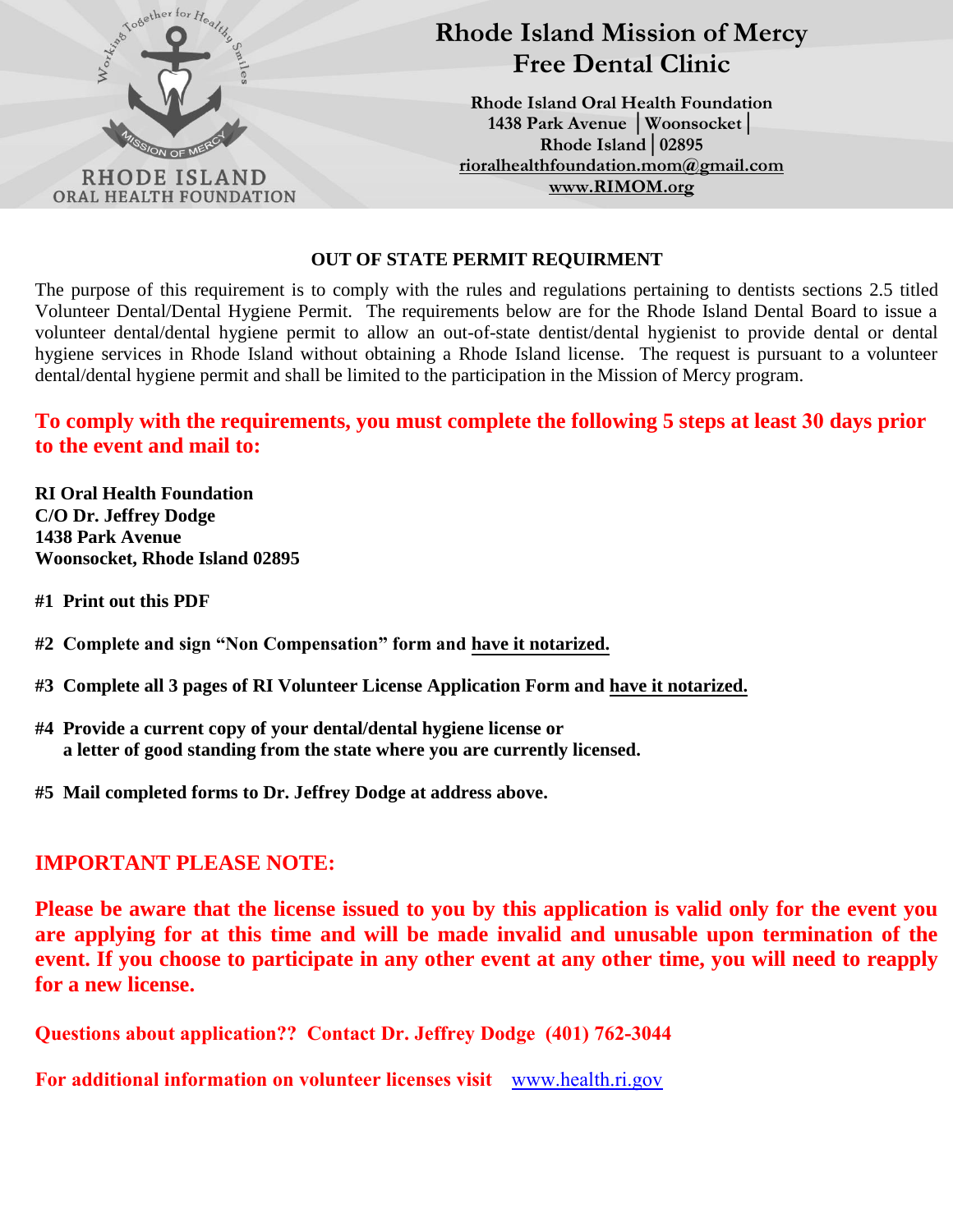RHODE ISLAND
ORAL HEALTH FOUNDATION

# Rhode Island Mission of Mercy Free Dental Clinic

**Rhode Island Oral Health Foundation**
**1438 Park Avenue │Woonsocket│ Rhode Island│02895**
**rioralhealthfoundation.mom@gmail.com**
**www.RIMOM.org**

## OUT OF STATE PERMIT REQUIRMENT

The purpose of this requirement is to comply with the rules and regulations pertaining to dentists sections 2.5 titled Volunteer Dental/Dental Hygiene Permit. The requirements below are for the Rhode Island Dental Board to issue a volunteer dental/dental hygiene permit to allow an out-of-state dentist/dental hygienist to provide dental or dental hygiene services in Rhode Island without obtaining a Rhode Island license. The request is pursuant to a volunteer dental/dental hygiene permit and shall be limited to the participation in the Mission of Mercy program.

**To comply with the requirements, you must complete the following 5 steps at least 30 days prior to the event and mail to:**

**RI Oral Health Foundation**
**C/O Dr. Jeffrey Dodge**
**1438 Park Avenue**
**Woonsocket, Rhode Island 02895**

**#1 Print out this PDF**

**#2 Complete and sign "Non Compensation" form and have it notarized.**

**#3 Complete all 3 pages of RI Volunteer License Application Form and have it notarized.**

**#4 Provide a current copy of your dental/dental hygiene license or a letter of good standing from the state where you are currently licensed.**

**#5 Mail completed forms to Dr. Jeffrey Dodge at address above.**

## IMPORTANT PLEASE NOTE:

**Please be aware that the license issued to you by this application is valid only for the event you are applying for at this time and will be made invalid and unusable upon termination of the event. If you choose to participate in any other event at any other time, you will need to reapply for a new license.**

**Questions about application?? Contact Dr. Jeffrey Dodge (401) 762-3044**

**For additional information on volunteer licenses visit** www.health.ri.gov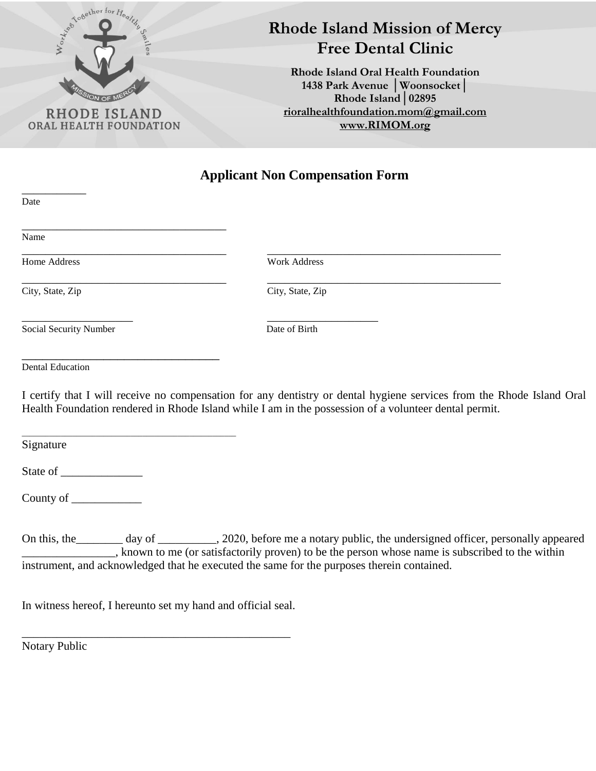RHODE ISLAND
ORAL HEALTH FOUNDATION

# Rhode Island Mission of Mercy Free Dental Clinic

**Rhode Island Oral Health Foundation**
**1438 Park Avenue │Woonsocket│ Rhode Island│02895**
**rioralhealthfoundation.mom@gmail.com**
**www.RIMOM.org**

## Applicant Non Compensation Form

____________
Date

________________________________________
Name

________________________________________
Home Address

________________________________________
Work Address

________________________________________
City, State, Zip

________________________________________
City, State, Zip

______________________
Social Security Number

______________________
Date of Birth

______________________________________
Dental Education

I certify that I will receive no compensation for any dentistry or dental hygiene services from the Rhode Island Oral Health Foundation rendered in Rhode Island while I am in the possession of a volunteer dental permit.

________________________________________
Signature

State of ______________

County of ____________

On this, the________ day of __________, 2020, before me a notary public, the undersigned officer, personally appeared ________________, known to me (or satisfactorily proven) to be the person whose name is subscribed to the within instrument, and acknowledged that he executed the same for the purposes therein contained.

In witness hereof, I hereunto set my hand and official seal.

________________________________________________
Notary Public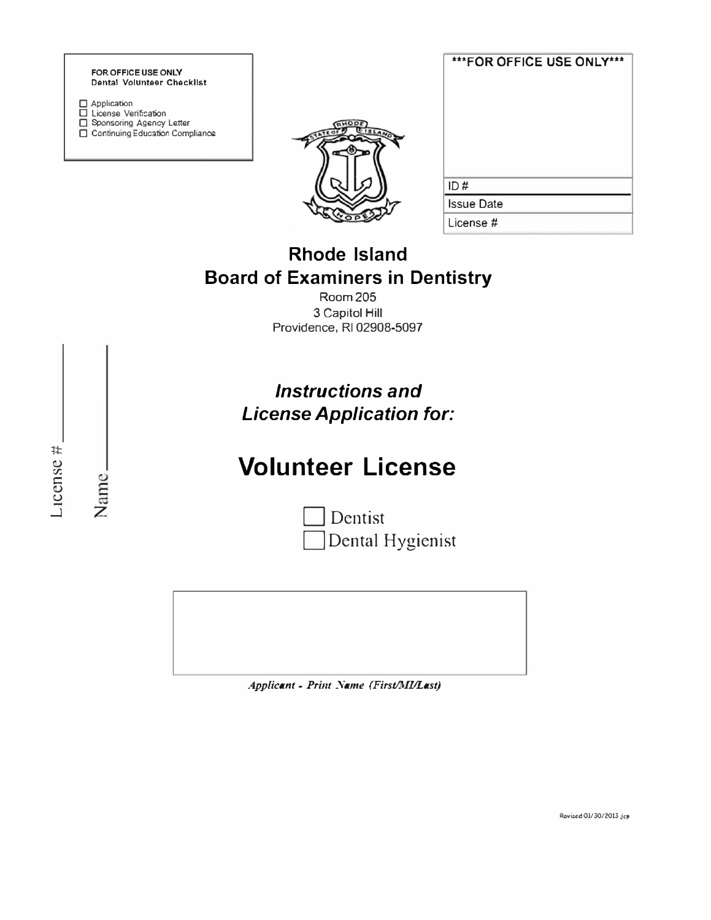**FOR OFFICE USE ONLY**
**Dental Volunteer Checklist**

- ☐ Application
- ☐ License Verification
- ☐ Sponsoring Agency Letter
- ☐ Continuing Education Compliance

| ***FOR OFFICE USE ONLY*** |
|---|
| ID # |
| Issue Date |
| License # |

## Rhode Island
## Board of Examiners in Dentistry

Room 205
3 Capitol Hill
Providence, RI 02908-5097

License # ________

Name ________

### *Instructions and License Application for:*

# Volunteer License

- ☐ Dentist
- ☐ Dental Hygienist

*Applicant - Print Name (First/MI/Last)*

Revised 01/30/2013 jcp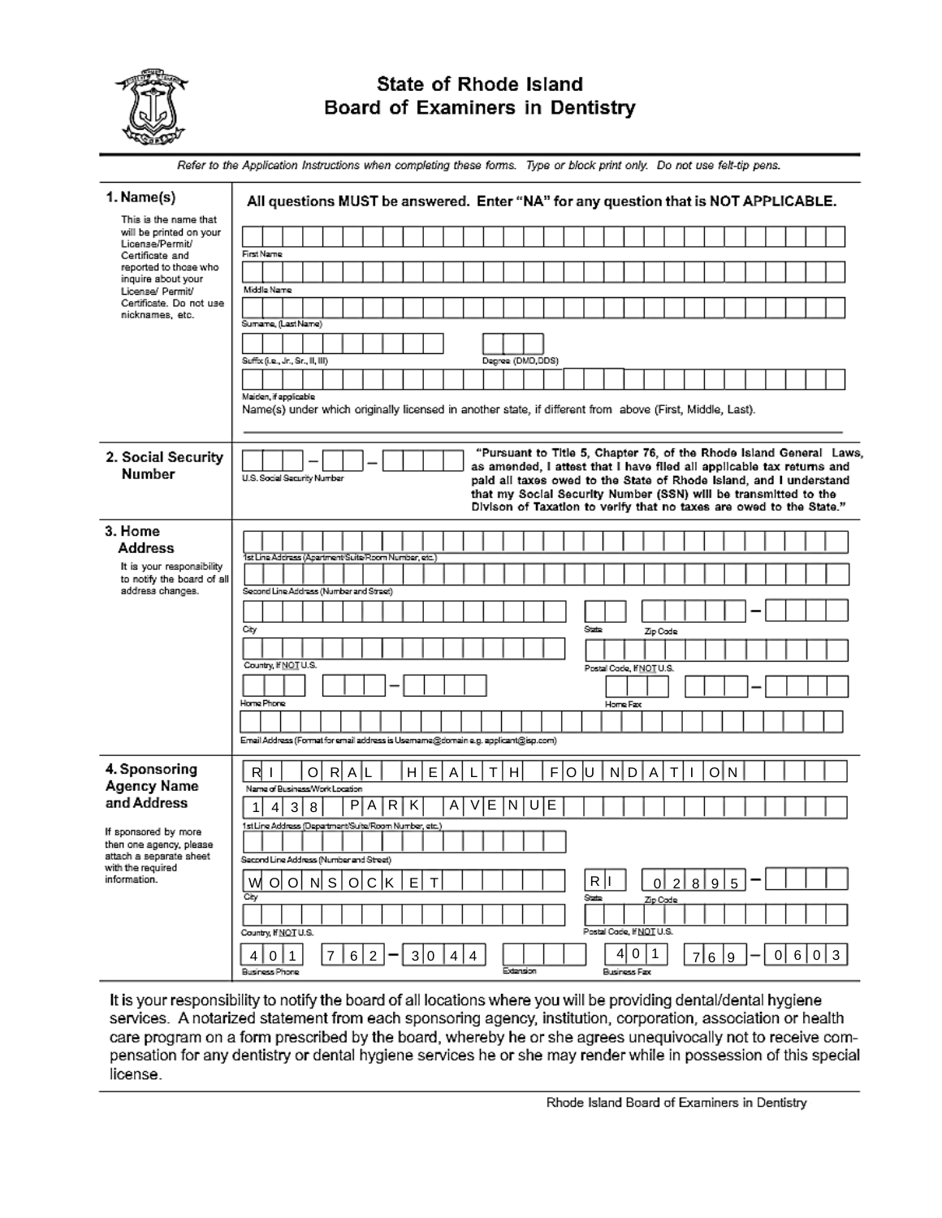# State of Rhode Island
# Board of Examiners in Dentistry

*Refer to the Application Instructions when completing these forms. Type or block print only. Do not use felt-tip pens.*

**All questions MUST be answered. Enter "NA" for any question that is NOT APPLICABLE.**

## 1. Name(s)

This is the name that will be printed on your License/Permit/ Certificate and reported to those who inquire about your License/ Permit/ Certificate. Do not use nicknames, etc.

First Name: 

Middle Name: 

Surname, (Last Name): 

Suffix (i.e., Jr., Sr., II, III): 

Degree (DMD,DDS): 

Maiden, if applicable: 

Name(s) under which originally licensed in another state, if different from above (First, Middle, Last).

## 2. Social Security Number

U.S. Social Security Number: ___ – __ – ____

**"Pursuant to Title 5, Chapter 76, of the Rhode Island General Laws, as amended, I attest that I have filed all applicable tax returns and paid all taxes owed to the State of Rhode Island, and I understand that my Social Security Number (SSN) will be transmitted to the Divison of Taxation to verify that no taxes are owed to the State."**

## 3. Home Address

It is your responsibility to notify the board of all address changes.

1st Line Address (Apartment/Suite/Room Number, etc.): 

Second Line Address (Number and Street): 

City: 

State: 

Zip Code: 

Country, If NOT U.S.: 

Postal Code, If NOT U.S.: 

Home Phone: 

Home Fax: 

Email Address (Format for email address is Username@domain e.g. applicant@isp.com): 

## 4. Sponsoring Agency Name and Address

If sponsored by more then one agency, please attach a separate sheet with the required information.

Name of Business/Work Location: RI ORAL HEALTH FOUNDATION

1st Line Address (Department/Suite/Room Number, etc.): 1438 PARK AVENUE

Second Line Address (Number and Street): 

City: WOONSOCKET

State: RI

Zip Code: 02895 –

Country, If NOT U.S.: 

Postal Code, If NOT U.S.: 

Business Phone: 401 762 – 3044

Extension: 

Business Fax: 401 769 – 0603

It is your responsibility to notify the board of all locations where you will be providing dental/dental hygiene services. A notarized statement from each sponsoring agency, institution, corporation, association or health care program on a form prescribed by the board, whereby he or she agrees unequivocally not to receive compensation for any dentistry or dental hygiene services he or she may render while in possession of this special license.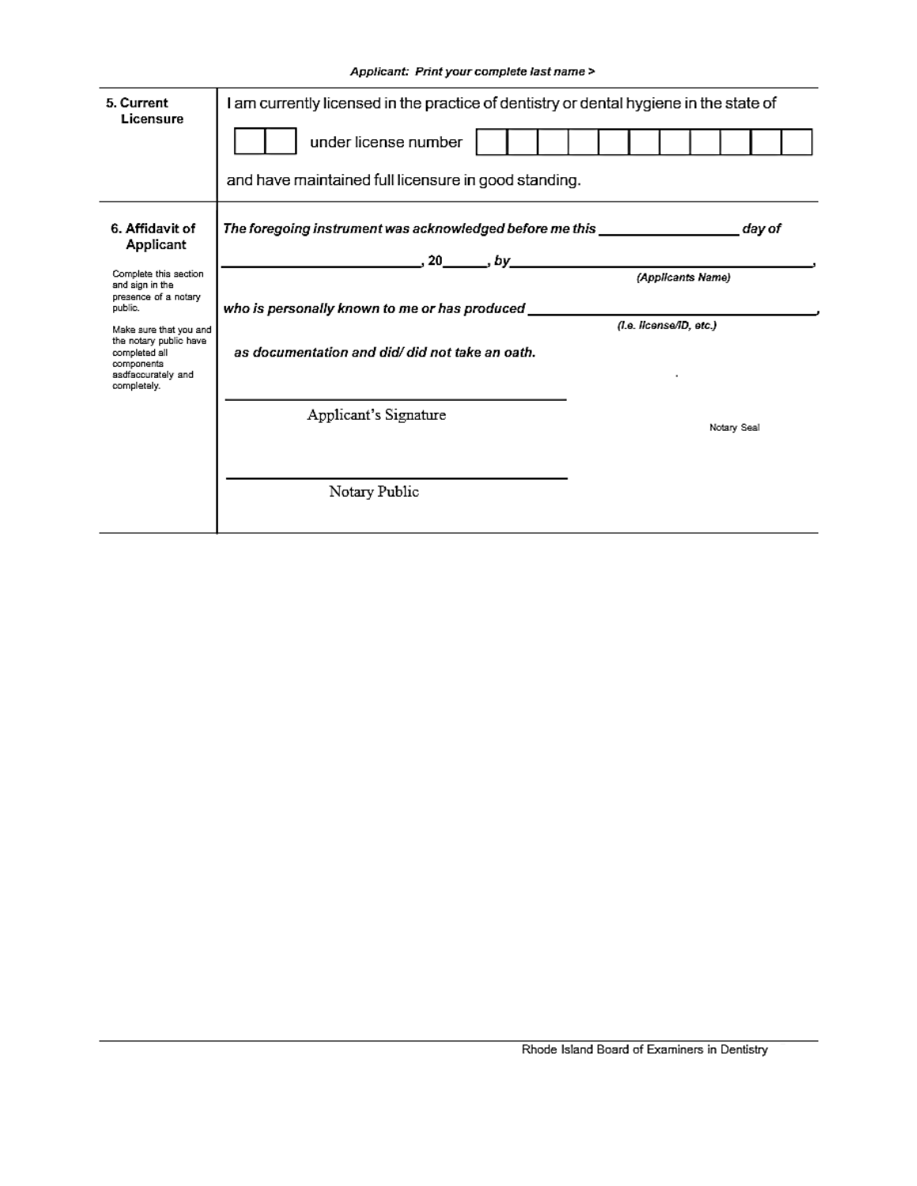***Applicant: Print your complete last name >***

| | |
|---|---|
| **5. Current Licensure** | I am currently licensed in the practice of dentistry or dental hygiene in the state of [ ][ ] under license number [ ][ ][ ][ ][ ][ ][ ][ ][ ][ ][ ][ ] and have maintained full licensure in good standing. |
| **6. Affidavit of Applicant**<br><br>Complete this section and sign in the presence of a notary public.<br><br>Make sure that you and the notary public have completed all components aadfaccurately and completely. | ***The foregoing instrument was acknowledged before me this __________________ day of***<br><br>**_________________________, 20______, by_______________________________________,**<br>***(Applicants Name)***<br><br>***who is personally known to me or has produced ____________________________________,***<br>***(I.e. license/ID, etc.)***<br><br>***as documentation and did/ did not take an oath.***<br><br>_______________________________________<br>Applicant's Signature<br><br>Notary Seal<br><br>_______________________________________<br>Notary Public |

Rhode Island Board of Examiners in Dentistry